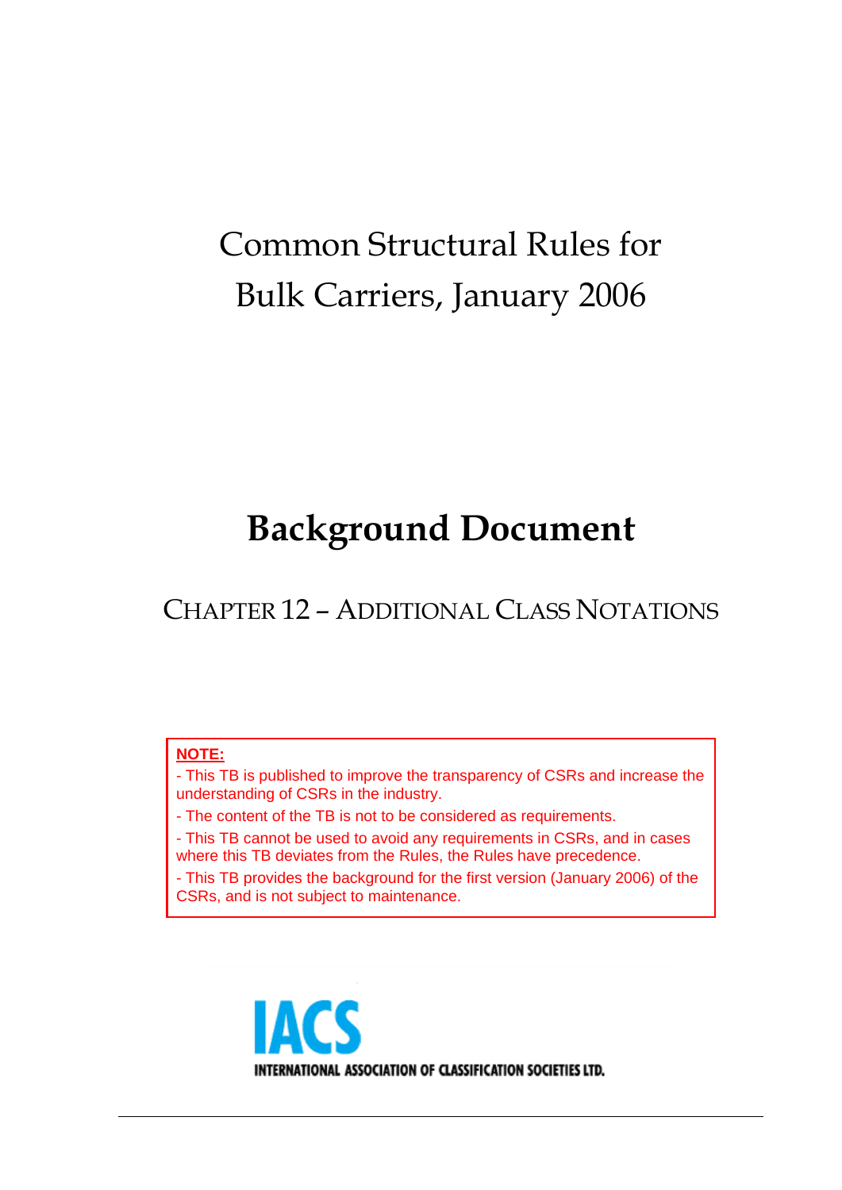# Common Structural Rules for Bulk Carriers, January 2006

# Background Document

## CHAPTER 12 – ADDITIONAL CLASS NOTATIONS

**NOTE:**

- This TB is published to improve the transparency of CSRs and increase the understanding of CSRs in the industry.
- The content of the TB is not to be considered as requirements.
- This TB cannot be used to avoid any requirements in CSRs, and in cases where this TB deviates from the Rules, the Rules have precedence.
- This TB provides the background for the first version (January 2006) of the CSRs, and is not subject to maintenance.

IACS

INTERNATIONAL ASSOCIATION OF CLASSIFICATION SOCIETIES LTD.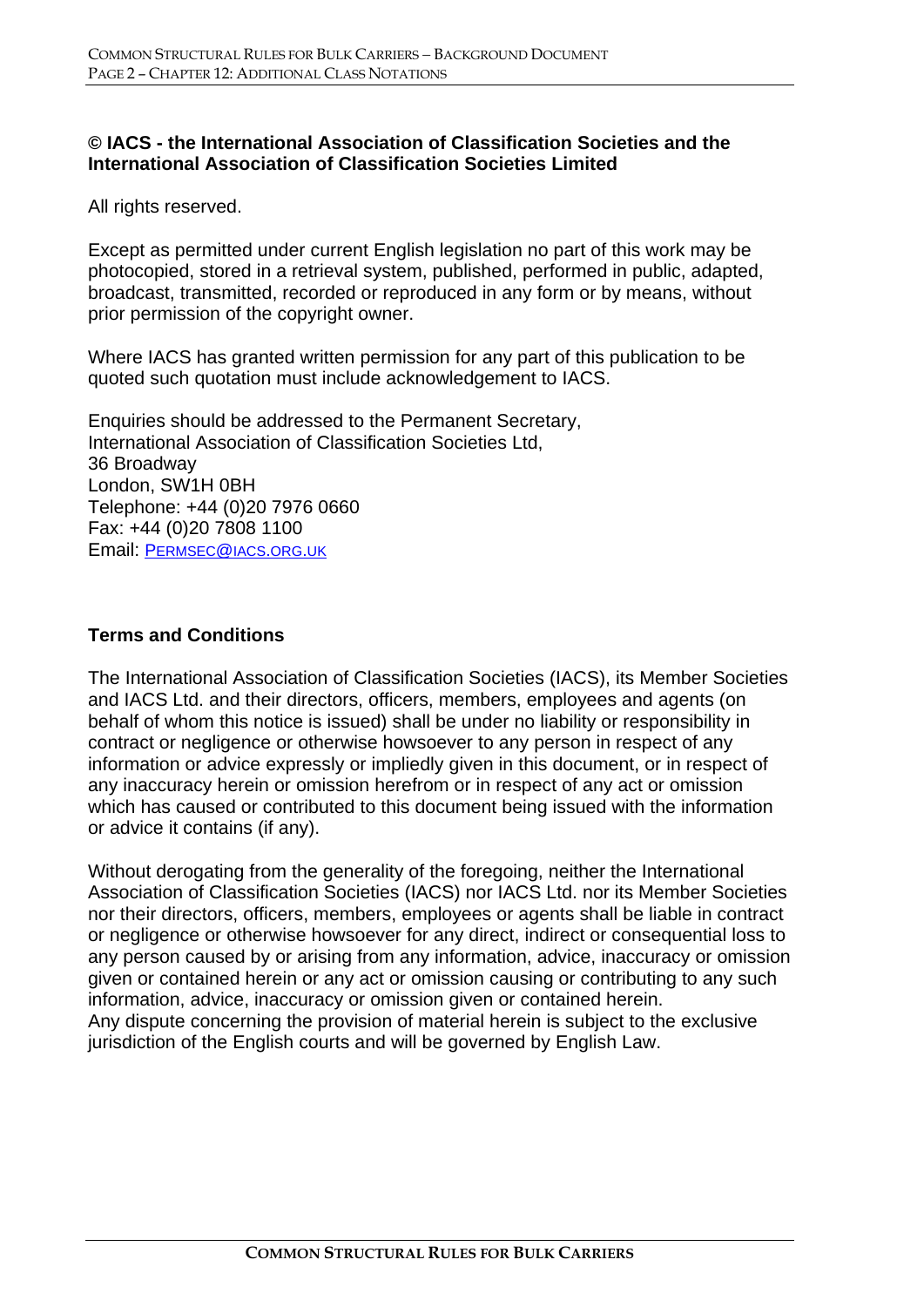**© IACS - the International Association of Classification Societies and the International Association of Classification Societies Limited**

All rights reserved.

Except as permitted under current English legislation no part of this work may be photocopied, stored in a retrieval system, published, performed in public, adapted, broadcast, transmitted, recorded or reproduced in any form or by means, without prior permission of the copyright owner.

Where IACS has granted written permission for any part of this publication to be quoted such quotation must include acknowledgement to IACS.

Enquiries should be addressed to the Permanent Secretary,
International Association of Classification Societies Ltd,
36 Broadway
London, SW1H 0BH
Telephone: +44 (0)20 7976 0660
Fax: +44 (0)20 7808 1100
Email: PERMSEC@IACS.ORG.UK

## Terms and Conditions

The International Association of Classification Societies (IACS), its Member Societies and IACS Ltd. and their directors, officers, members, employees and agents (on behalf of whom this notice is issued) shall be under no liability or responsibility in contract or negligence or otherwise howsoever to any person in respect of any information or advice expressly or impliedly given in this document, or in respect of any inaccuracy herein or omission herefrom or in respect of any act or omission which has caused or contributed to this document being issued with the information or advice it contains (if any).

Without derogating from the generality of the foregoing, neither the International Association of Classification Societies (IACS) nor IACS Ltd. nor its Member Societies nor their directors, officers, members, employees or agents shall be liable in contract or negligence or otherwise howsoever for any direct, indirect or consequential loss to any person caused by or arising from any information, advice, inaccuracy or omission given or contained herein or any act or omission causing or contributing to any such information, advice, inaccuracy or omission given or contained herein.
Any dispute concerning the provision of material herein is subject to the exclusive jurisdiction of the English courts and will be governed by English Law.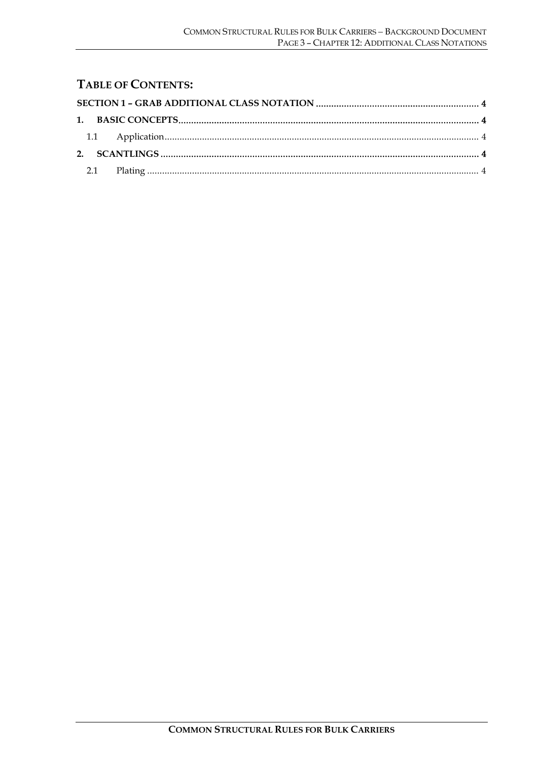# TABLE OF CONTENTS:

**SECTION 1 – GRAB ADDITIONAL CLASS NOTATION ................................................................ 4**

**1. BASIC CONCEPTS ..................................................................................................................... 4**

1.1 Application ............................................................................................................................ 4

**2. SCANTLINGS ............................................................................................................................ 4**

2.1 Plating ................................................................................................................................... 4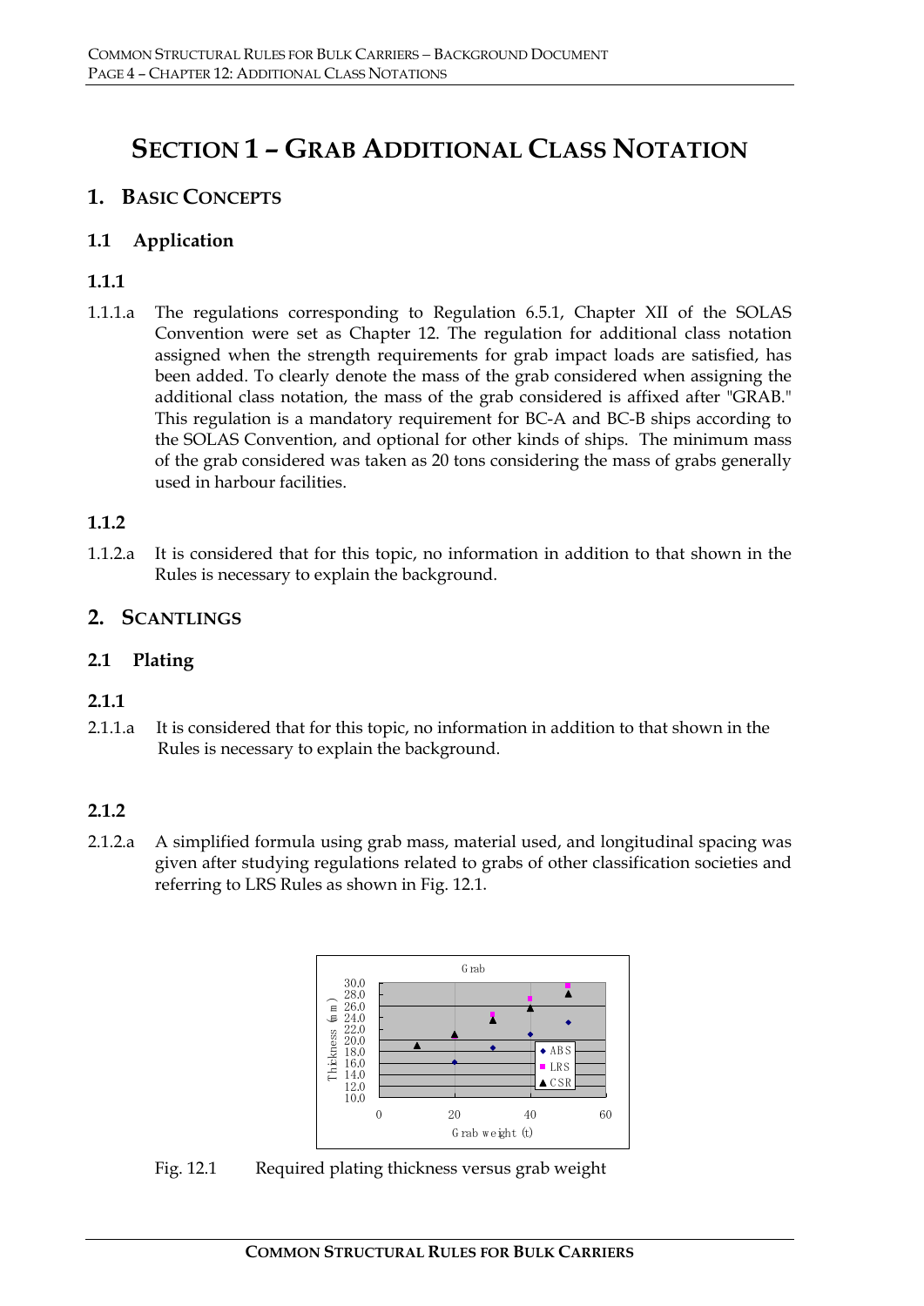# SECTION 1 – GRAB ADDITIONAL CLASS NOTATION

## 1. BASIC CONCEPTS

### 1.1 Application

#### 1.1.1

1.1.1.a The regulations corresponding to Regulation 6.5.1, Chapter XII of the SOLAS Convention were set as Chapter 12. The regulation for additional class notation assigned when the strength requirements for grab impact loads are satisfied, has been added. To clearly denote the mass of the grab considered when assigning the additional class notation, the mass of the grab considered is affixed after "GRAB." This regulation is a mandatory requirement for BC-A and BC-B ships according to the SOLAS Convention, and optional for other kinds of ships. The minimum mass of the grab considered was taken as 20 tons considering the mass of grabs generally used in harbour facilities.

#### 1.1.2

1.1.2.a It is considered that for this topic, no information in addition to that shown in the Rules is necessary to explain the background.

## 2. SCANTLINGS

### 2.1 Plating

#### 2.1.1

2.1.1.a It is considered that for this topic, no information in addition to that shown in the Rules is necessary to explain the background.

#### 2.1.2

2.1.2.a A simplified formula using grab mass, material used, and longitudinal spacing was given after studying regulations related to grabs of other classification societies and referring to LRS Rules as shown in Fig. 12.1.

Fig. 12.1 Required plating thickness versus grab weight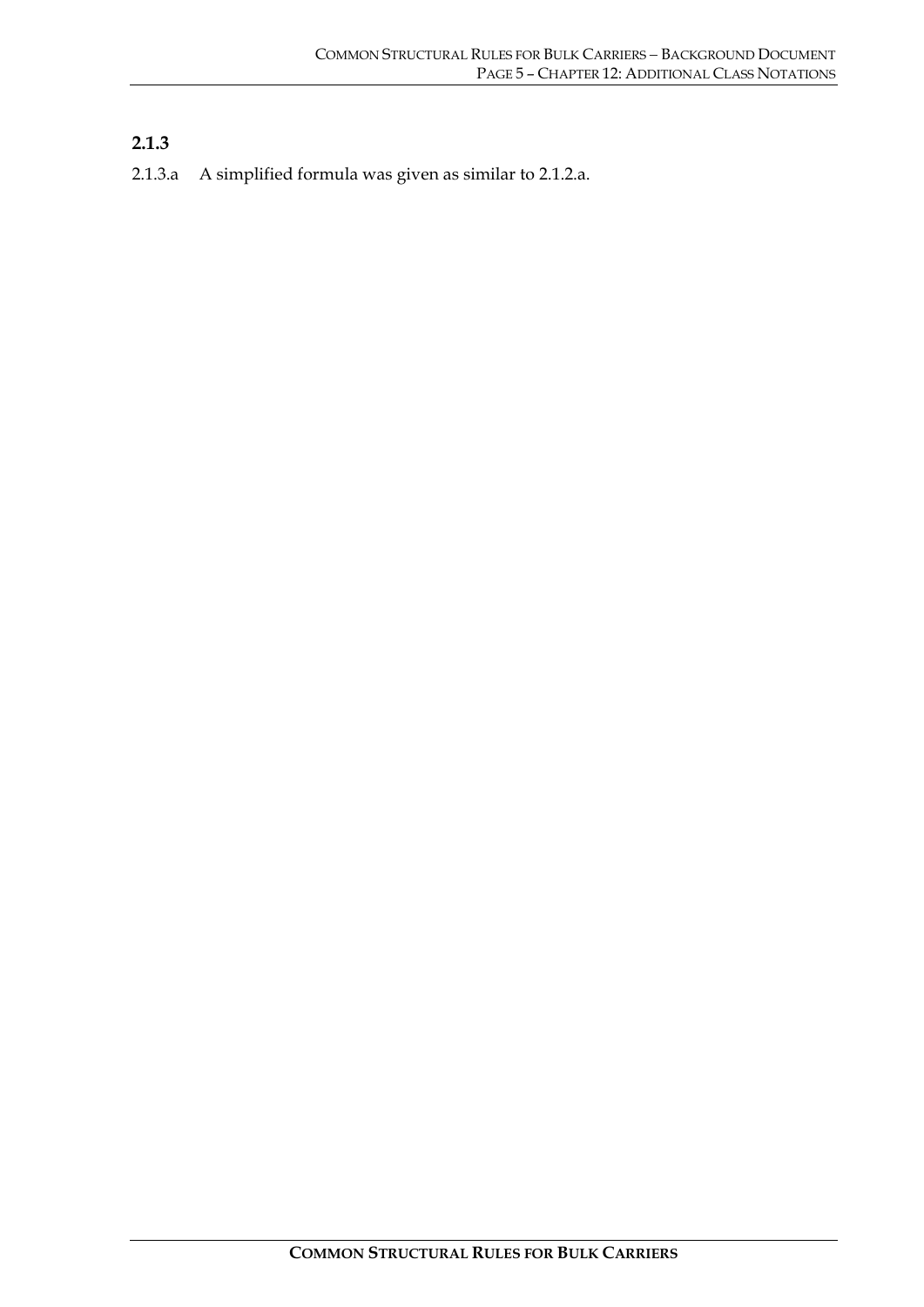### 2.1.3

2.1.3.a A simplified formula was given as similar to 2.1.2.a.